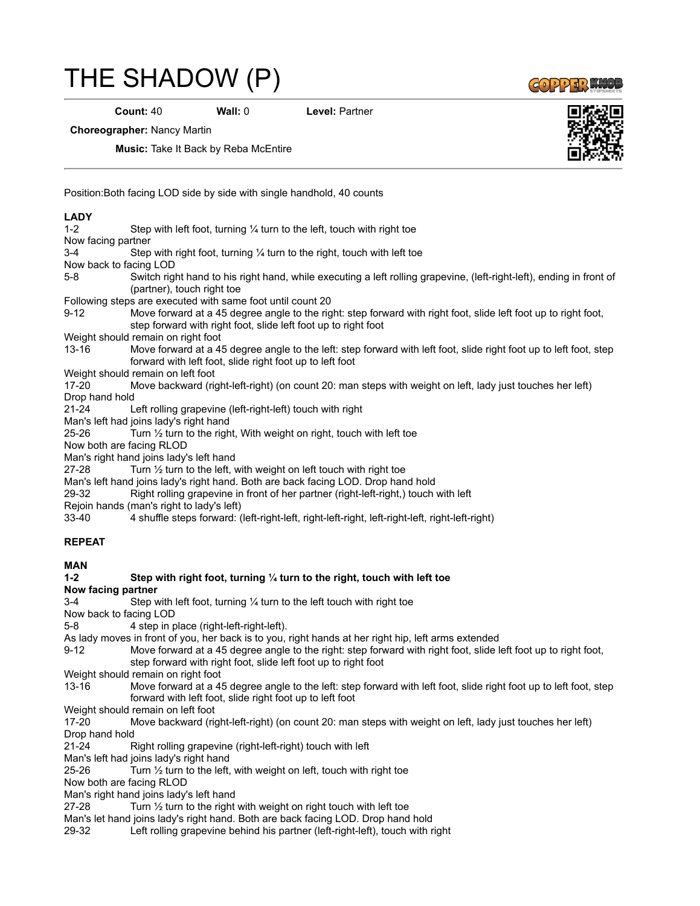# THE SHADOW (P)

**Count:** 40 **Wall:** 0 **Level:** Partner

**Choreographer:** Nancy Martin

**Music:** Take It Back by Reba McEntire

Position:Both facing LOD side by side with single handhold, 40 counts

**LADY**

1-2 Step with left foot, turning ¼ turn to the left, touch with right toe

Now facing partner

3-4 Step with right foot, turning ¼ turn to the right, touch with left toe

Now back to facing LOD

5-8 Switch right hand to his right hand, while executing a left rolling grapevine, (left-right-left), ending in front of (partner), touch right toe

Following steps are executed with same foot until count 20

9-12 Move forward at a 45 degree angle to the right: step forward with right foot, slide left foot up to right foot, step forward with right foot, slide left foot up to right foot

Weight should remain on right foot

13-16 Move forward at a 45 degree angle to the left: step forward with left foot, slide right foot up to left foot, step forward with left foot, slide right foot up to left foot

Weight should remain on left foot

17-20 Move backward (right-left-right) (on count 20: man steps with weight on left, lady just touches her left)

Drop hand hold

21-24 Left rolling grapevine (left-right-left) touch with right

Man's left had joins lady's right hand

25-26 Turn ½ turn to the right, With weight on right, touch with left toe

Now both are facing RLOD

Man's right hand joins lady's left hand

27-28 Turn ½ turn to the left, with weight on left touch with right toe

Man's left hand joins lady's right hand. Both are back facing LOD. Drop hand hold

29-32 Right rolling grapevine in front of her partner (right-left-right,) touch with left

Rejoin hands (man's right to lady's left)

33-40 4 shuffle steps forward: (left-right-left, right-left-right, left-right-left, right-left-right)

**REPEAT**

**MAN**

**1-2 Step with right foot, turning ¼ turn to the right, touch with left toe**

**Now facing partner**

3-4 Step with left foot, turning ¼ turn to the left touch with right toe

Now back to facing LOD

5-8 4 step in place (right-left-right-left).

As lady moves in front of you, her back is to you, right hands at her right hip, left arms extended

9-12 Move forward at a 45 degree angle to the right: step forward with right foot, slide left foot up to right foot, step forward with right foot, slide left foot up to right foot

Weight should remain on right foot

13-16 Move forward at a 45 degree angle to the left: step forward with left foot, slide right foot up to left foot, step forward with left foot, slide right foot up to left foot

Weight should remain on left foot

17-20 Move backward (right-left-right) (on count 20: man steps with weight on left, lady just touches her left)

Drop hand hold

21-24 Right rolling grapevine (right-left-right) touch with left

Man's left had joins lady's right hand

25-26 Turn ½ turn to the left, with weight on left, touch with right toe

Now both are facing RLOD

Man's right hand joins lady's left hand

27-28 Turn ½ turn to the right with weight on right touch with left toe

Man's let hand joins lady's right hand. Both are back facing LOD. Drop hand hold

29-32 Left rolling grapevine behind his partner (left-right-left), touch with right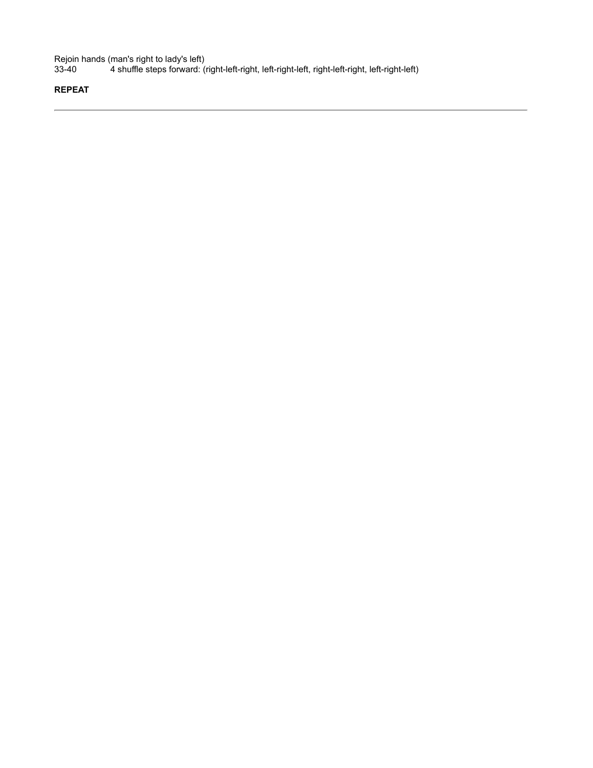Rejoin hands (man's right to lady's left)

33-40 4 shuffle steps forward: (right-left-right, left-right-left, right-left-right, left-right-left)

**REPEAT**

---